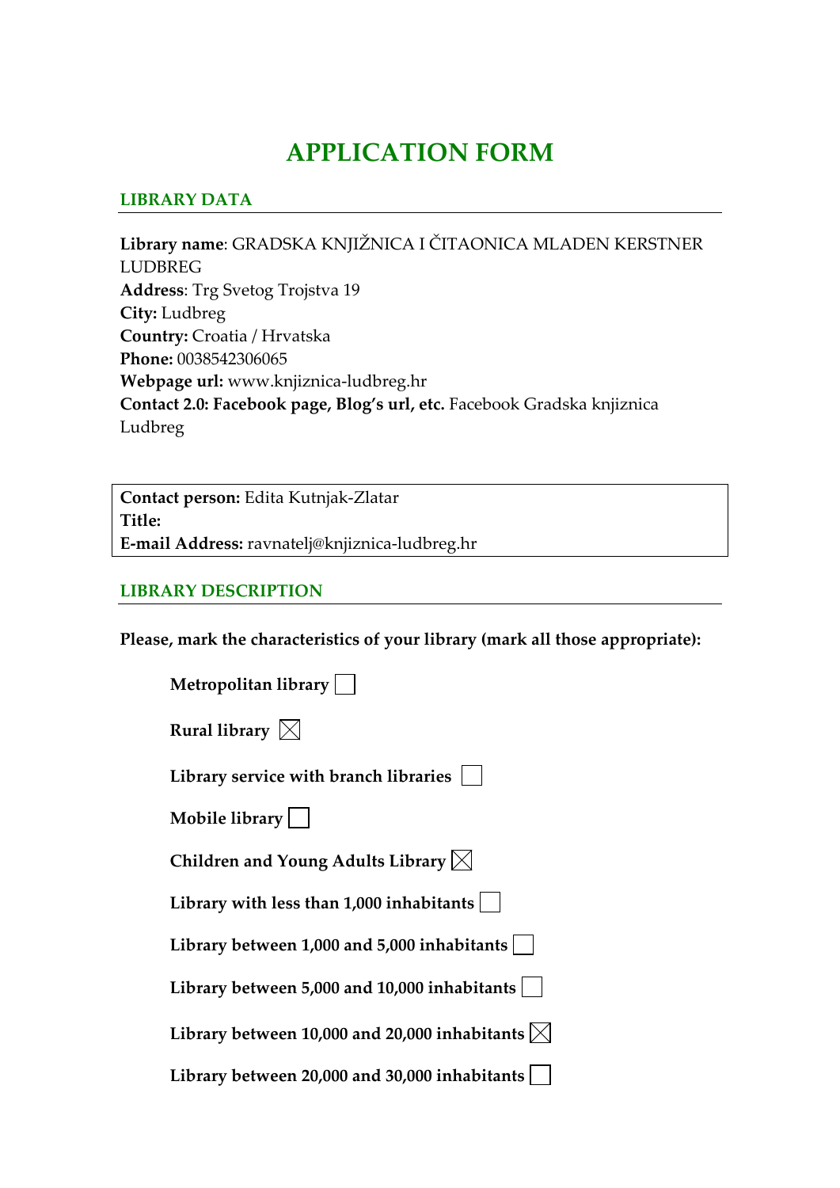# APPLICATION FORM

## LIBRARY DATA

**Library name**: GRADSKA KNJIŽNICA I ČITAONICA MLADEN KERSTNER LUDBREG
**Address**: Trg Svetog Trojstva 19
**City:** Ludbreg
**Country:** Croatia / Hrvatska
**Phone:** 0038542306065
**Webpage url:** www.knjiznica-ludbreg.hr
**Contact 2.0: Facebook page, Blog's url, etc.** Facebook Gradska knjiznica Ludbreg

**Contact person:** Edita Kutnjak-Zlatar
**Title:**
**E-mail Address:** ravnatelj@knjiznica-ludbreg.hr

## LIBRARY DESCRIPTION

**Please, mark the characteristics of your library (mark all those appropriate):**

- **Metropolitan library** ☐
- **Rural library** ☒
- **Library service with branch libraries** ☐
- **Mobile library** ☐
- **Children and Young Adults Library** ☒
- **Library with less than 1,000 inhabitants** ☐
- **Library between 1,000 and 5,000 inhabitants** ☐
- **Library between 5,000 and 10,000 inhabitants** ☐
- **Library between 10,000 and 20,000 inhabitants** ☒
- **Library between 20,000 and 30,000 inhabitants** ☐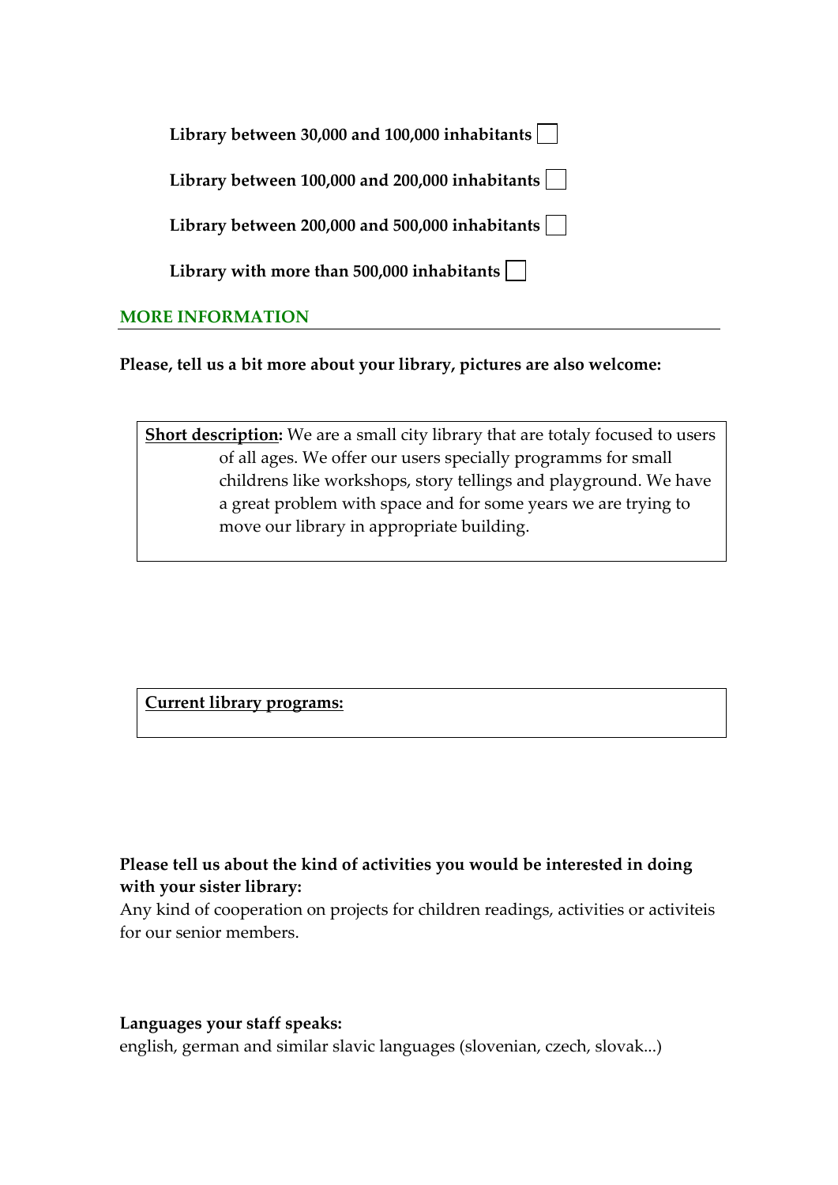**Library between 30,000 and 100,000 inhabitants** ☐

**Library between 100,000 and 200,000 inhabitants** ☐

**Library between 200,000 and 500,000 inhabitants** ☐

**Library with more than 500,000 inhabitants** ☐

## MORE INFORMATION

**Please, tell us a bit more about your library, pictures are also welcome:**

**Short description:** We are a small city library that are totaly focused to users of all ages. We offer our users specially programms for small childrens like workshops, story tellings and playground. We have a great problem with space and for some years we are trying to move our library in appropriate building.

**Current library programs:**

**Please tell us about the kind of activities you would be interested in doing with your sister library:**

Any kind of cooperation on projects for children readings, activities or activiteis for our senior members.

**Languages your staff speaks:**

english, german and similar slavic languages (slovenian, czech, slovak...)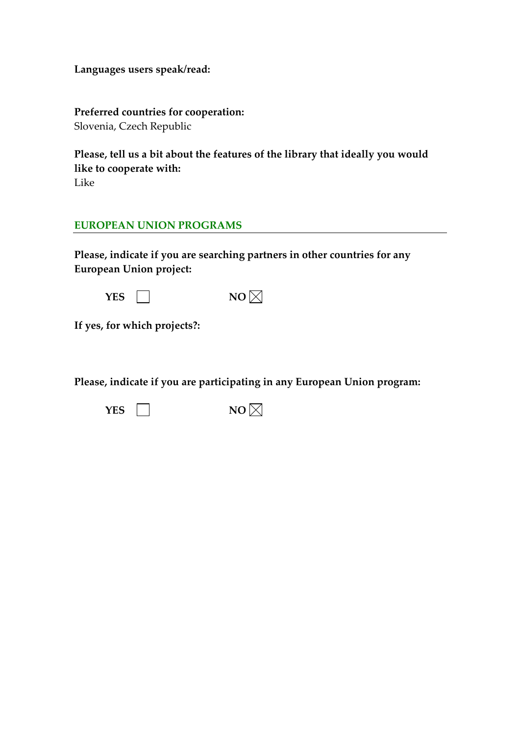**Languages users speak/read:**

**Preferred countries for cooperation:**
Slovenia, Czech Republic

**Please, tell us a bit about the features of the library that ideally you would like to cooperate with:**
Like

## EUROPEAN UNION PROGRAMS

**Please, indicate if you are searching partners in other countries for any European Union project:**

**YES** ☐ **NO** ☒

**If yes, for which projects?:**

**Please, indicate if you are participating in any European Union program:**

**YES** ☐ **NO** ☒